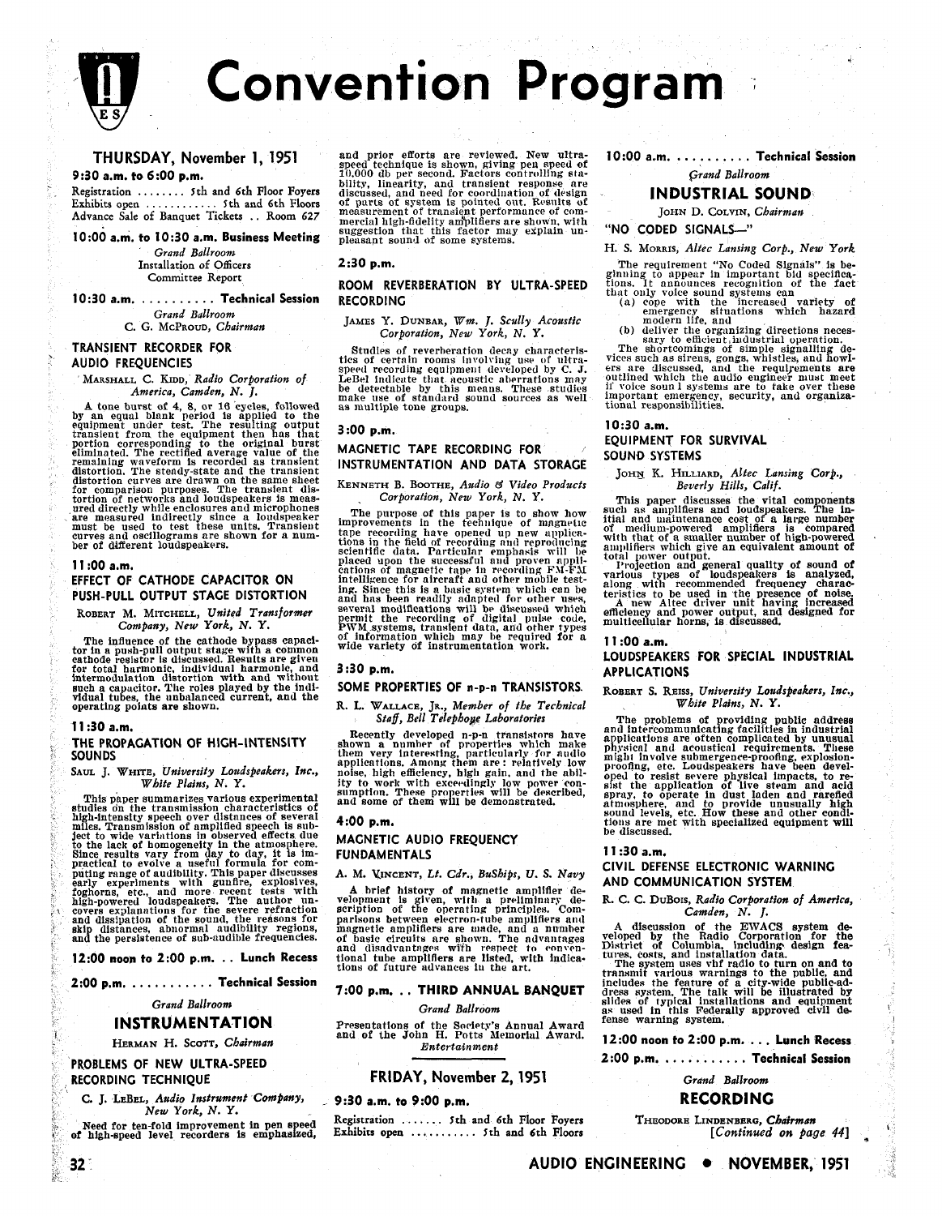# Convention Program

## THURSDAY, November 1, 1951

### 9:30 a.m. to 6:00 p.m.

Registration ........ 5th and 6th Floor Foyers
Exhibits open ........... 5th and 6th Floors
Advance Sale of Banquet Tickets .. Room 627

### 10:00 a.m. to 10:30 a.m. Business Meeting

*Grand Ballroom*
Installation of Officers
Committee Report

### 10:30 a.m. .......... Technical Session

*Grand Ballroom*
C. G. McProud, *Chairman*

#### TRANSIENT RECORDER FOR AUDIO FREQUENCIES

Marshall C. Kidd, *Radio Corporation of America, Camden, N. J.*

A tone burst of 4, 8, or 16 cycles, followed by an equal blank period is applied to the equipment under test. The resulting output transient from the equipment then has that portion corresponding to the original burst eliminated. The rectified average value of the remaining waveform is recorded as transient distortion. The steady-state and the transient distortion curves are drawn on the same sheet for comparison purposes. The transient distortion of networks and loudspeakers is measured directly while enclosures and microphones are measured indirectly since a loudspeaker must be used to test these units. Transient curves and oscillograms are shown for a number of different loudspeakers.

### 11:00 a.m.

#### EFFECT OF CATHODE CAPACITOR ON PUSH-PULL OUTPUT STAGE DISTORTION

Robert M. Mitchell, *United Transformer Company, New York, N. Y.*

The influence of the cathode bypass capacitor in a push-pull output stage with a common cathode resistor is discussed. Results are given for total harmonic, individual harmonic, and intermodulation distortion with and without such a capacitor. The roles played by the individual tubes, the unbalanced current, and the operating points are shown.

### 11:30 a.m.

#### THE PROPAGATION OF HIGH-INTENSITY SOUNDS

Saul J. White, *University Loudspeakers, Inc., White Plains, N. Y.*

This paper summarizes various experimental studies on the transmission characteristics of high-intensity speech over distances of several miles. Transmission of amplified speech is subject to wide variations in observed effects due to the lack of homogeneity in the atmosphere. Since results vary from day to day, it is impractical to evolve a useful formula for computing range of audibility. This paper discusses early experiments with gunfire, explosives, foghorns, etc., and more recent tests with high-powered loudspeakers. The author uncovers explanations for the severe refraction and dissipation of the sound, the reasons for skip distances, abnormal audibility regions, and the persistence of sub-audible frequencies.

### 12:00 noon to 2:00 p.m. .. Lunch Recess

### 2:00 p.m. ........... Technical Session

*Grand Ballroom*

## INSTRUMENTATION

Herman H. Scott, *Chairman*

#### PROBLEMS OF NEW ULTRA-SPEED RECORDING TECHNIQUE

C. J. LeBel, *Audio Instrument Company, New York, N. Y.*

Need for ten-fold improvement in pen speed of high-speed level recorders is emphasized, and prior efforts are reviewed. New ultra-speed technique is shown, giving pen speed of 10,000 db per second. Factors controlling stability, linearity, and transient response are discussed, and need for coordination of design of parts of system is pointed out. Results of measurement of transient performance of commercial high-fidelity amplifiers are shown, with suggestion that this factor may explain unpleasant sound of some systems.

### 2:30 p.m.

#### ROOM REVERBERATION BY ULTRA-SPEED RECORDING

James Y. Dunbar, *Wm. J. Scully Acoustic Corporation, New York, N. Y.*

Studies of reverberation decay characteristics of certain rooms involving use of ultra-speed recording equipment developed by C. J. LeBel indicate that acoustic aberrations may be detectable by this means. These studies make use of standard sound sources as well as multiple tone groups.

### 3:00 p.m.

#### MAGNETIC TAPE RECORDING FOR INSTRUMENTATION AND DATA STORAGE

Kenneth B. Boothe, *Audio & Video Products Corporation, New York, N. Y.*

The purpose of this paper is to show how improvements in the technique of magnetic tape recording have opened up new applications in the field of recording and reproducing scientific data. Particular emphasis will be placed upon the successful and proven applications of magnetic tape in recording FM-FM intelligence for aircraft and other mobile testing. Since this is a basic system which can be and has been readily adapted for other uses, several modifications will be discussed which permit the recording of digital pulse code, PWM systems, transient data, and other types of information which may be required for a wide variety of instrumentation work.

### 3:30 p.m.

#### SOME PROPERTIES OF n-p-n TRANSISTORS

R. L. Wallace, Jr., *Member of the Technical Staff, Bell Telephone Laboratories*

Recently developed n-p-n transistors have shown a number of properties which make them very interesting, particularly for audio applications. Among them are: relatively low noise, high efficiency, high gain, and the ability to work with exceedingly low power consumption. These properties will be described, and some of them will be demonstrated.

### 4:00 p.m.

#### MAGNETIC AUDIO FREQUENCY FUNDAMENTALS

A. M. Vincent, *Lt. Cdr., BuShips, U. S. Navy*

A brief history of magnetic amplifier development is given, with a preliminary description of the operating principles. Comparisons between electron-tube amplifiers and magnetic amplifiers are made, and a number of basic circuits are shown. The advantages and disadvantages with respect to conventional tube amplifiers are listed, with indications of future advances in the art.

### 7:00 p.m. .. THIRD ANNUAL BANQUET

*Grand Ballroom*

Presentations of the Society's Annual Award and of the John H. Potts Memorial Award.
*Entertainment*

## FRIDAY, November 2, 1951

### 9:30 a.m. to 9:00 p.m.

Registration ....... 5th and 6th Floor Foyers
Exhibits open ........... 5th and 6th Floors

### 10:00 a.m. .......... Technical Session

*Grand Ballroom*

## INDUSTRIAL SOUND

John D. Colvin, *Chairman*

#### "NO CODED SIGNALS—"

H. S. Morris, *Altec Lansing Corp., New York*

The requirement "No Coded Signals" is beginning to appear in important bid specifications. It announces recognition of the fact that only voice sound systems can

(a) cope with the increased variety of emergency situations which hazard modern life, and
(b) deliver the organizing directions necessary to efficient industrial operation.

The shortcomings of simple signalling devices such as sirens, gongs, whistles, and howlers are discussed, and the requirements are outlined which the audio engineer must meet if voice sound systems are to take over these important emergency, security, and organizational responsibilities.

### 10:30 a.m.

#### EQUIPMENT FOR SURVIVAL SOUND SYSTEMS

John K. Hilliard, *Altec Lansing Corp., Beverly Hills, Calif.*

This paper discusses the vital components such as amplifiers and loudspeakers. The initial and maintenance cost of a large number of medium-powered amplifiers is compared with that of a smaller number of high-powered amplifiers which give an equivalent amount of total power output.

Projection and general quality of sound of various types of loudspeakers is analyzed, along with recommended frequency characteristics to be used in the presence of noise.

A new Altec driver unit having increased efficiency and power output, and designed for multicellular horns, is discussed.

### 11:00 a.m.

#### LOUDSPEAKERS FOR SPECIAL INDUSTRIAL APPLICATIONS

Robert S. Reiss, *University Loudspeakers, Inc., White Plains, N. Y.*

The problems of providing public address and intercommunicating facilities in industrial applications are often complicated by unusual physical and acoustical requirements. These might involve submergence-proofing, explosion-proofing, etc. Loudspeakers have been developed to resist severe physical impacts, to resist the application of live steam and acid spray, to operate in dust laden and rarefied atmosphere, and to provide unusually high sound levels, etc. How these and other conditions are met with specialized equipment will be discussed.

### 11:30 a.m.

#### CIVIL DEFENSE ELECTRONIC WARNING AND COMMUNICATION SYSTEM

R. C. C. DuBois, *Radio Corporation of America, Camden, N. J.*

A discussion of the EWACS system developed by the Radio Corporation for the District of Columbia, including design features, costs, and installation data.

The system uses vhf radio to turn on and to transmit various warnings to the public, and includes the feature of a city-wide public-address system. The talk will be illustrated by slides of typical installations and equipment as used in this Federally approved civil defense warning system.

### 12:00 noon to 2:00 p.m. . . . Lunch Recess

### 2:00 p.m. ........... Technical Session

*Grand Ballroom*

## RECORDING

Theodore Lindenberg, *Chairman*

*[Continued on page 44]*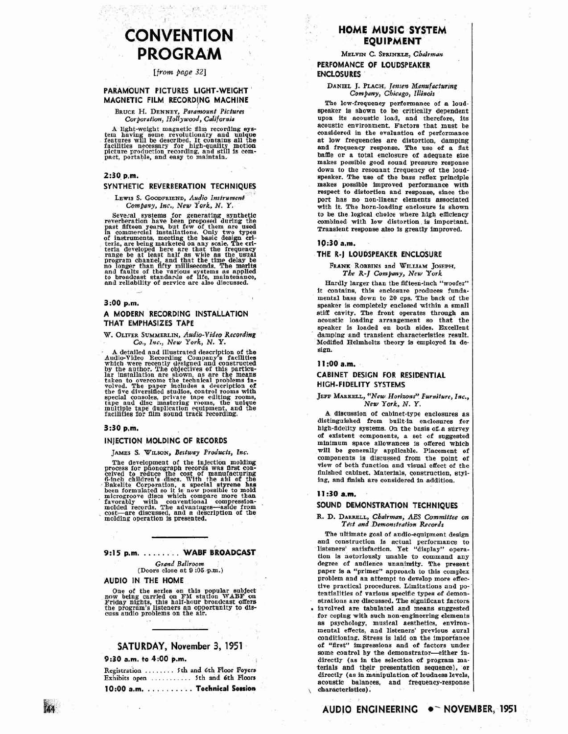# CONVENTION PROGRAM

*[from page 32]*

### PARAMOUNT PICTURES LIGHT-WEIGHT MAGNETIC FILM RECORDING MACHINE

Bruce H. Denney, *Paramount Pictures Corporation, Hollywood, California*

A light-weight magnetic film recording system having some revolutionary and unique features will be described. It contains all the facilities necessary for high-quality motion picture production recording, and still is compact, portable, and easy to maintain.

#### 2:30 p.m.

### SYNTHETIC REVERBERATION TECHNIQUES

Lewis S. Goodfriend, *Audio Instrument Company, Inc., New York, N. Y.*

Several systems for generating synthetic reverberation have been proposed during the past fifteen years, but few of them are used in commercial installations. Only two types of instruments, meeting the basic design criteria, are being marketed on any scale. The criteria developed here are that the frequency range be at least half as wide as the usual program channel, and that the time delay be no longer than fifty milliseconds. The merits and faults of the various systems as applied to broadcast standards of life, maintenance, and reliability of service are also discussed.

#### 3:00 p.m.

### A MODERN RECORDING INSTALLATION THAT EMPHASIZES TAPE

W. Oliver Summerlin, *Audio-Video Recording Co., Inc., New York, N. Y.*

A detailed and illustrated description of the Audio-Video Recording Company's facilities which were recently designed and constructed by the author. The objectives of this particular installation are shown, as are the means taken to overcome the technical problems involved. The paper includes a description of the five diversified studios, control rooms with special consoles, private tape editing rooms, tape and disc mastering rooms, the unique multiple tape duplication equipment, and the facilities for film sound track recording.

#### 3:30 p.m.

### INJECTION MOLDING OF RECORDS

James S. Wilson, *Bestway Products, Inc.*

The development of the injection molding process for phonograph records was first conceived to reduce the cost of manufacturing 6-inch children's discs. With the aid of the Bakelite Corporation, a special styrene has been formulated so it is now possible to mold microgroove discs which compare more than favorably with conventional compression-molded records. The advantages—aside from cost—are discussed, and a description of the molding operation is presented.

---

#### 9:15 p.m. ........ WABF BROADCAST

*Grand Ballroom*
(Doors close at 9:05 p.m.)

### AUDIO IN THE HOME

One of the series on this popular subject now being carried on FM station WABF on Friday nights, this half-hour broadcast offers the program's listeners an opportunity to discuss audio problems on the air.

---

## SATURDAY, November 3, 1951

#### 9:30 a.m. to 4:00 p.m.

Registration ........ 5th and 6th Floor Foyers
Exhibits open ........... 5th and 6th Floors

**10:00 a.m. .......... Technical Session**

## HOME MUSIC SYSTEM EQUIPMENT

Melvin C. Sprinkle, *Chairman*

### PERFOMANCE OF LOUDSPEAKER ENCLOSURES

Daniel J. Plach, *Jensen Manufacturing Company, Chicago, Illinois*

The low-frequency performance of a loudspeaker is shown to be critically dependent upon its acoustic load, and therefore, its acoustic environment. Factors that must be considered in the evaluation of performance at low frequencies are distortion, damping and frequency response. The use of a flat baffle or a total enclosure of adequate size makes possible good sound pressure response down to the resonant frequency of the loudspeaker. The use of the bass reflex principle makes possible improved performance with respect to distortion and response, since the port has no non-linear elements associated with it. The horn-loading enclosure is shown to be the logical choice where high efficiency combined with low distortion is important. Transient response also is greatly improved.

#### 10:30 a.m.

### THE R-J LOUDSPEAKER ENCLOSURE

Frank Robbins and William Joseph, *The R-J Company, New York*

Hardly larger than the fifteen-inch "woofer" it contains, this enclosure produces fundamental bass down to 20 cps. The back of the speaker is completely enclosed within a small stiff cavity. The front operates through an acoustic loading arrangement so that the speaker is loaded on both sides. Excellent damping and transient characteristics result. Modified Helmholtz theory is employed in design.

#### 11:00 a.m.

### CABINET DESIGN FOR RESIDENTIAL HIGH-FIDELITY SYSTEMS

Jeff Markell, *"New Horizons" Furniture, Inc., New York, N. Y.*

A discussion of cabinet-type enclosures as distinguished from built-in enclosures for high-fidelity systems. On the basis of a survey of existent components, a set of suggested minimum space allowances is offered which will be generally applicable. Placement of components is discussed from the point of view of both function and visual effect of the finished cabinet. Materials, construction, styling, and finish are considered in addition.

#### 11:30 a.m.

### SOUND DEMONSTRATION TECHNIQUES

R. D. Darrell, *Chairman, AES Committee on Test and Demonstration Records*

The ultimate goal of audio-equipment design and construction is actual performance to listeners' satisfaction. Yet "display" operation is notoriously unable to command any degree of audience unanimity. The present paper is a "primer" approach to this complex problem and an attempt to develop more effective practical procedures. Limitations and potentialities of various specific types of demonstrations are discussed. The significant factors involved are tabulated and means suggested for coping with such non-engineering elements as psychology, musical aesthetics, environmental effects, and listeners' previous aural conditioning. Stress is laid on the importance of "first" impressions and of factors under some control by the demonstrator—either indirectly (as in the selection of program materials and their presentation sequence), or directly (as in manipulation of loudness levels, acoustic balances, and frequency-response characteristics).